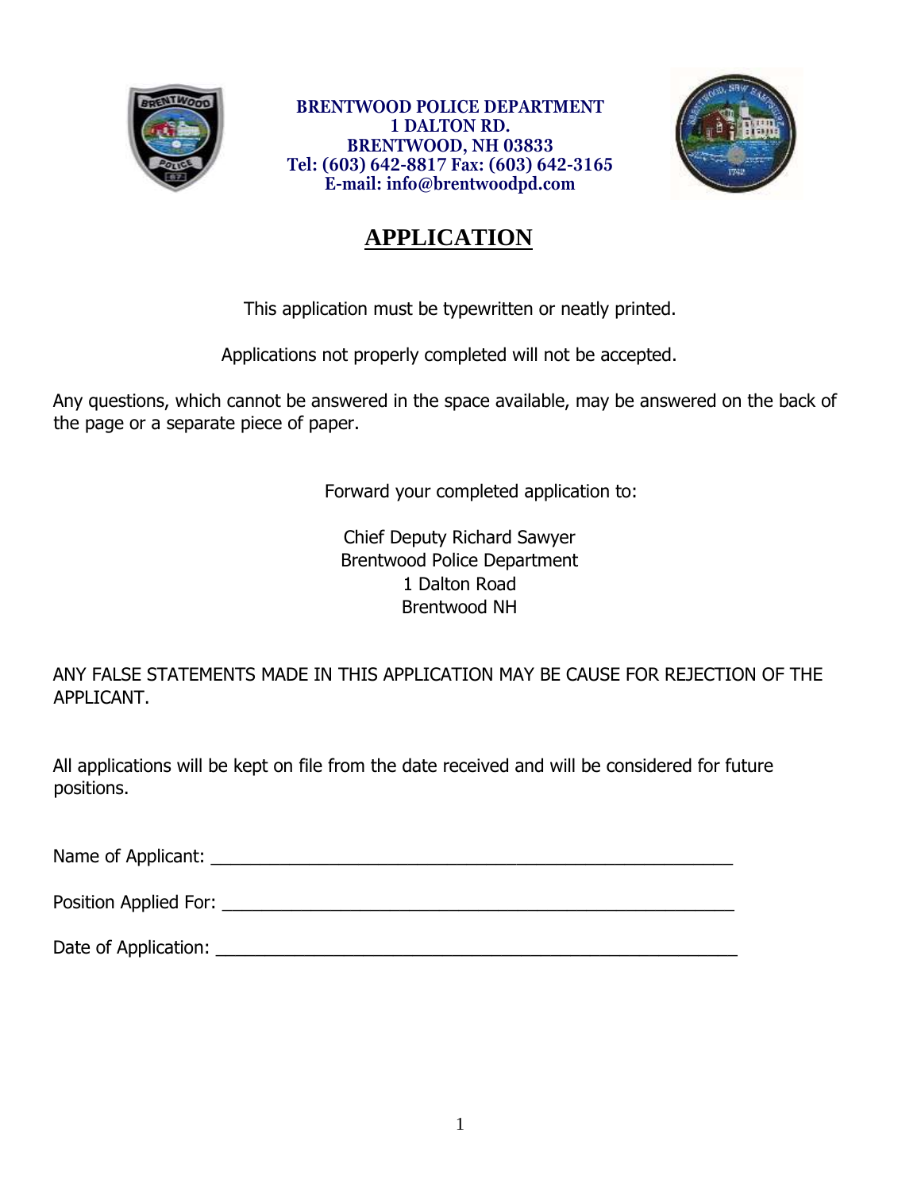**BRENTWOOD POLICE DEPARTMENT**
**1 DALTON RD.**
**BRENTWOOD, NH 03833**
**Tel: (603) 642-8817 Fax: (603) 642-3165**
**E-mail: info@brentwoodpd.com**

# APPLICATION

This application must be typewritten or neatly printed.

Applications not properly completed will not be accepted.

Any questions, which cannot be answered in the space available, may be answered on the back of the page or a separate piece of paper.

Forward your completed application to:

Chief Deputy Richard Sawyer
Brentwood Police Department
1 Dalton Road
Brentwood NH

ANY FALSE STATEMENTS MADE IN THIS APPLICATION MAY BE CAUSE FOR REJECTION OF THE APPLICANT.

All applications will be kept on file from the date received and will be considered for future positions.

Name of Applicant: ______________________________________________________

Position Applied For: ____________________________________________________

Date of Application: _____________________________________________________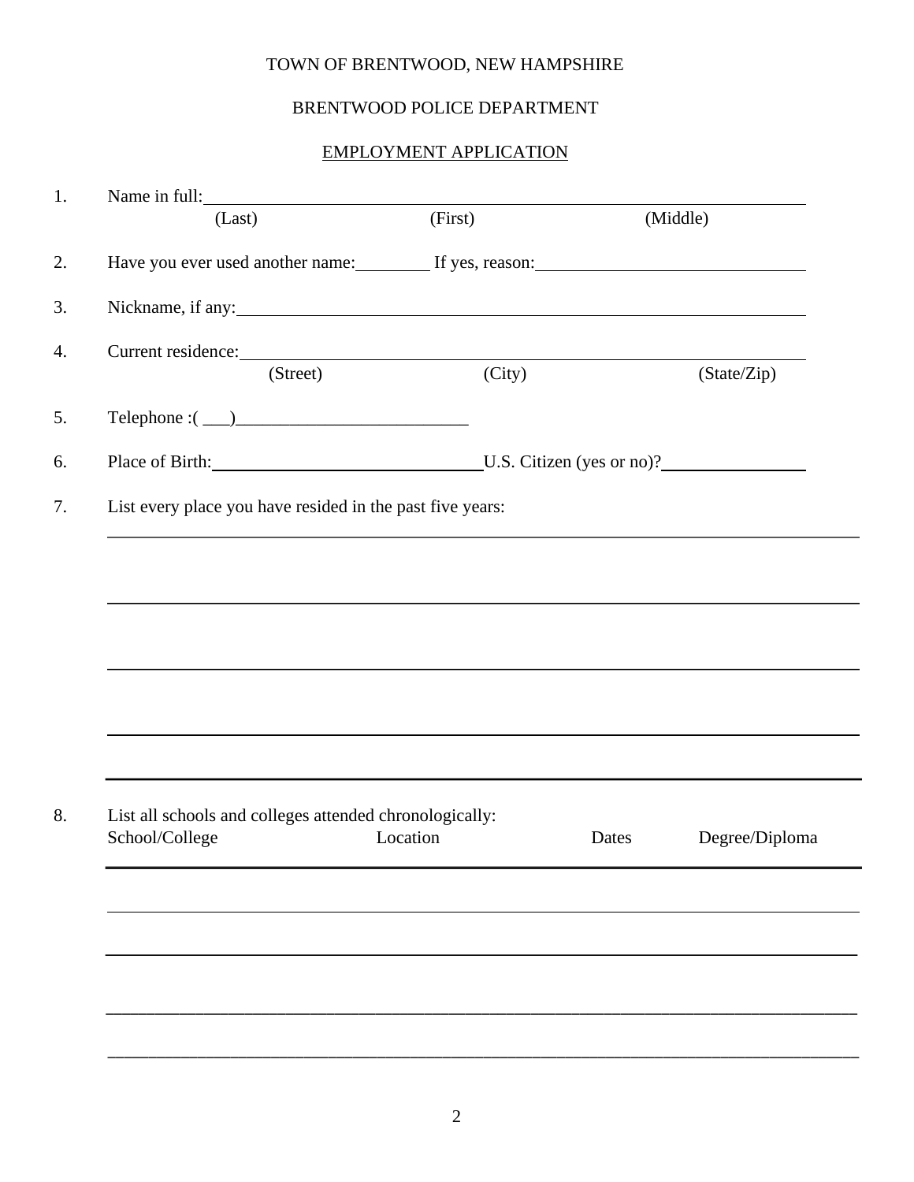TOWN OF BRENTWOOD, NEW HAMPSHIRE

BRENTWOOD POLICE DEPARTMENT

EMPLOYMENT APPLICATION

1. Name in full: ______________________________________________
   (Last) (First) (Middle)

2. Have you ever used another name: ________ If yes, reason: ____________________________

3. Nickname, if any: ______________________________________________

4. Current residence: ______________________________________________
   (Street) (City) (State/Zip)

5. Telephone :( ___)__________________________

6. Place of Birth: ______________________________ U.S. Citizen (yes or no)? ________________

7. List every place you have resided in the past five years:

______________________________________________________________________________

______________________________________________________________________________

______________________________________________________________________________

______________________________________________________________________________

______________________________________________________________________________

8. List all schools and colleges attended chronologically:

| School/College | Location | Dates | Degree/Diploma |
|---|---|---|---|
| | | | |
| | | | |
| | | | |
| | | | |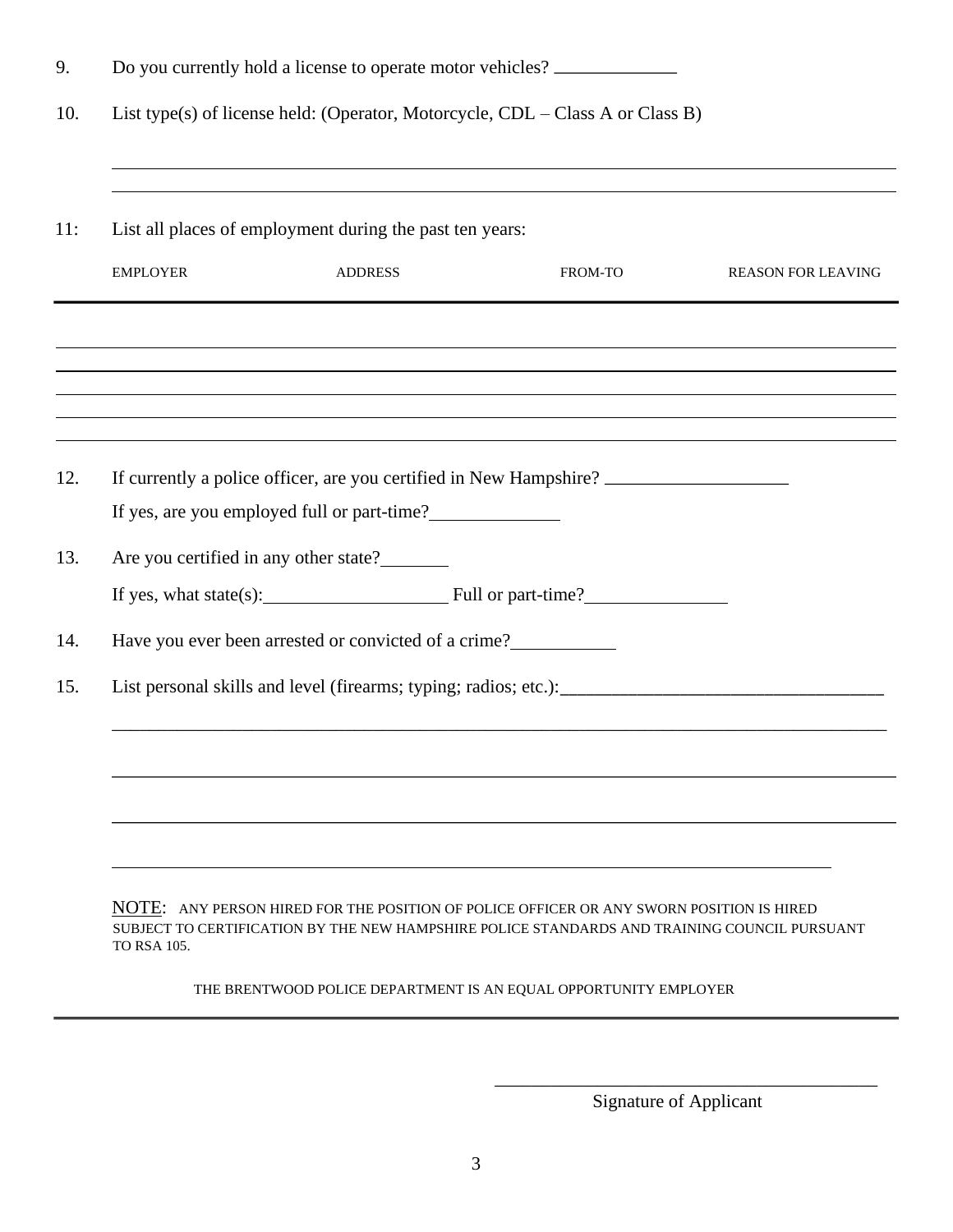9. Do you currently hold a license to operate motor vehicles? _____________

10. List type(s) of license held: (Operator, Motorcycle, CDL – Class A or Class B)

______________________________________________________________________________

______________________________________________________________________________

11: List all places of employment during the past ten years:

| EMPLOYER | ADDRESS | FROM-TO | REASON FOR LEAVING |
|---|---|---|---|
| | | | |
| | | | |
| | | | |
| | | | |
| | | | |

12. If currently a police officer, are you certified in New Hampshire? ____________________

    If yes, are you employed full or part-time? ______________

13. Are you certified in any other state? ________

    If yes, what state(s): ____________________ Full or part-time? _______________

14. Have you ever been arrested or convicted of a crime? ___________

15. List personal skills and level (firearms; typing; radios; etc.): __________________________________

______________________________________________________________________________

______________________________________________________________________________

______________________________________________________________________________

______________________________________________________________________________

NOTE: ANY PERSON HIRED FOR THE POSITION OF POLICE OFFICER OR ANY SWORN POSITION IS HIRED SUBJECT TO CERTIFICATION BY THE NEW HAMPSHIRE POLICE STANDARDS AND TRAINING COUNCIL PURSUANT TO RSA 105.

THE BRENTWOOD POLICE DEPARTMENT IS AN EQUAL OPPORTUNITY EMPLOYER

_________________________________________

Signature of Applicant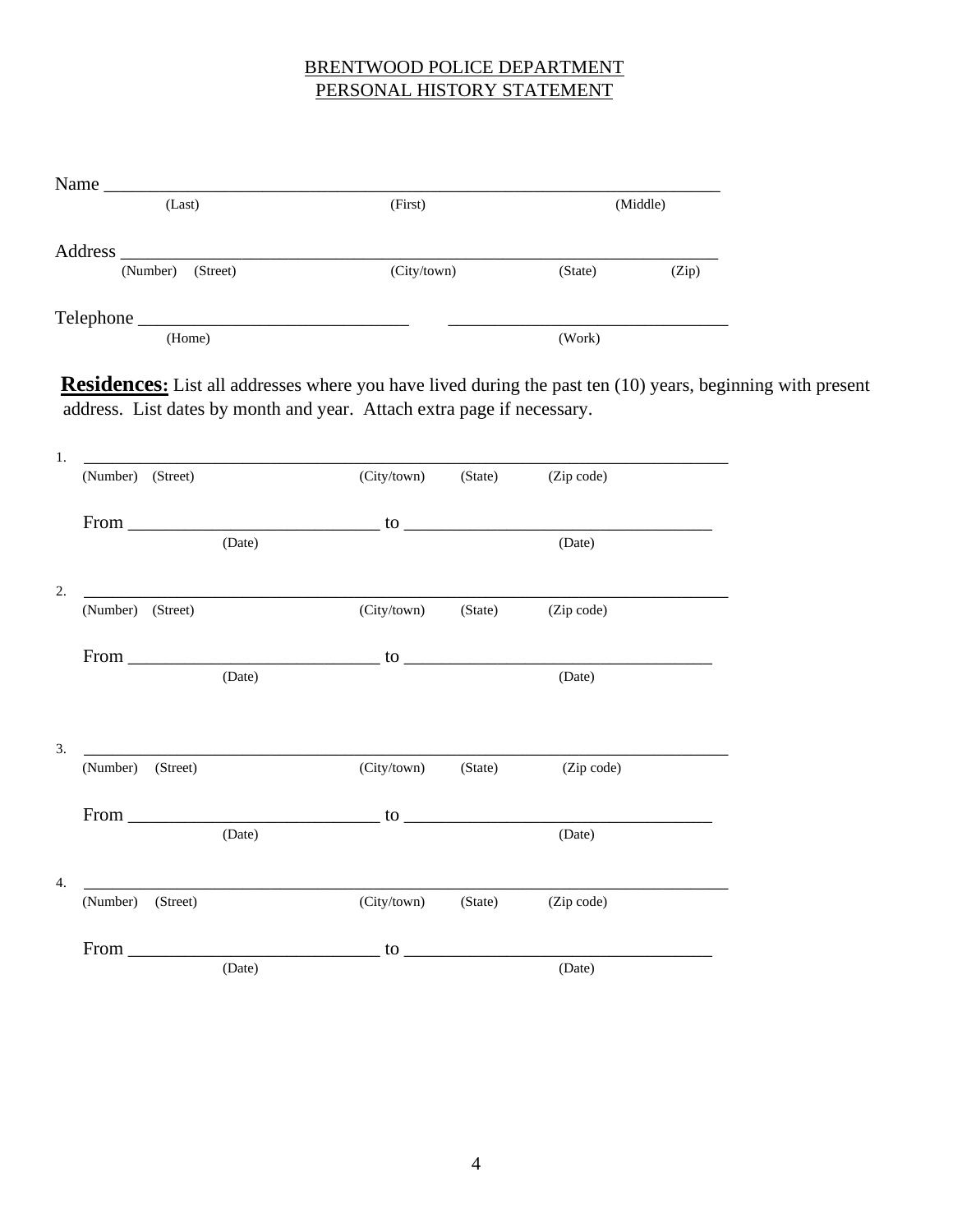BRENTWOOD POLICE DEPARTMENT
PERSONAL HISTORY STATEMENT

Name ___________________________________________________________
(Last) (First) (Middle)

Address _________________________________________________________
(Number) (Street) (City/town) (State) (Zip)

Telephone ___________________________ ___________________________
(Home) (Work)

**Residences:** List all addresses where you have lived during the past ten (10) years, beginning with present address. List dates by month and year. Attach extra page if necessary.

1. ___________________________________________________________
(Number) (Street) (City/town) (State) (Zip code)

From __________________________ to ______________________________
(Date) (Date)

2. ___________________________________________________________
(Number) (Street) (City/town) (State) (Zip code)

From __________________________ to ______________________________
(Date) (Date)

3. ___________________________________________________________
(Number) (Street) (City/town) (State) (Zip code)

From __________________________ to ______________________________
(Date) (Date)

4. ___________________________________________________________
(Number) (Street) (City/town) (State) (Zip code)

From __________________________ to ______________________________
(Date) (Date)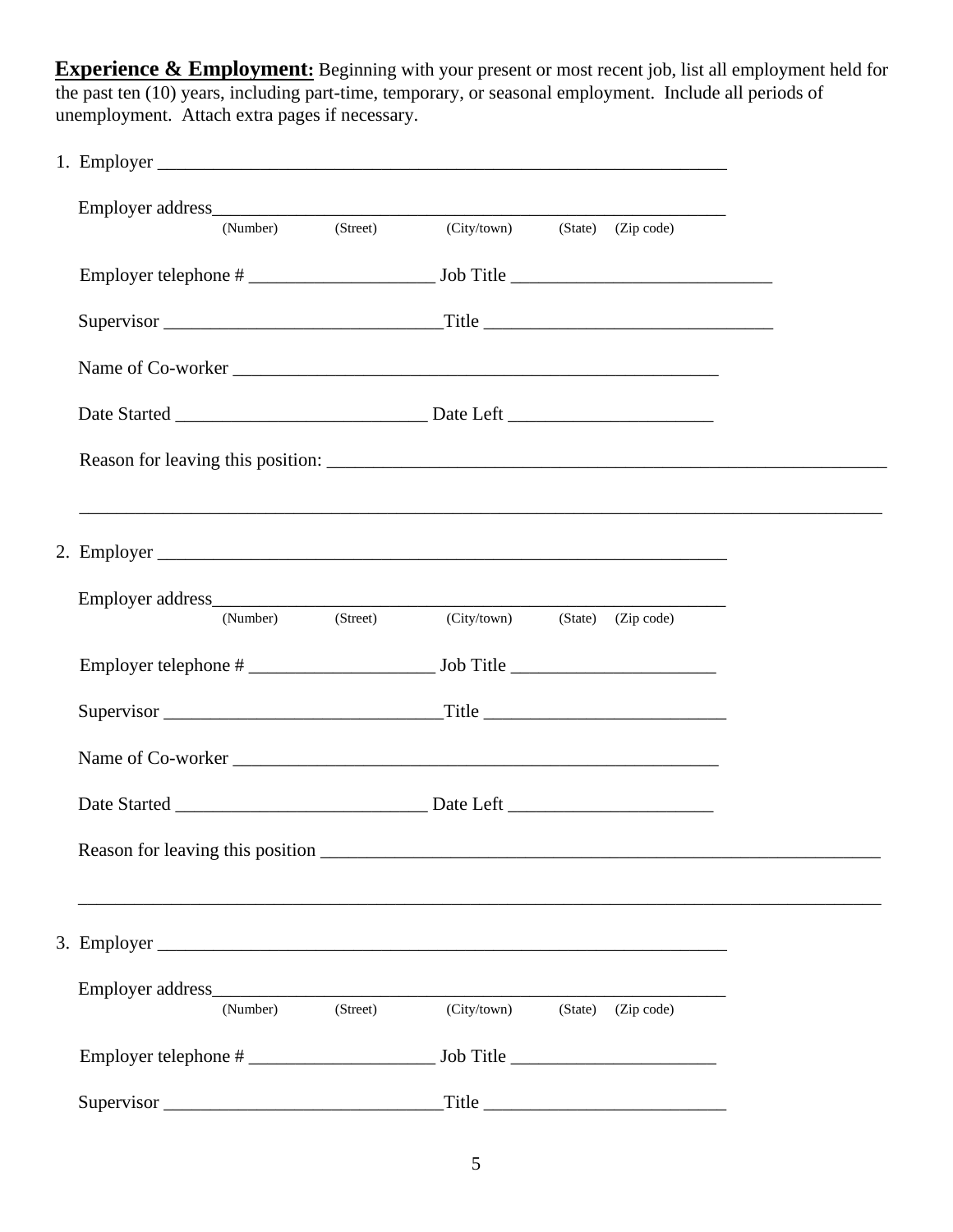**Experience & Employment:** Beginning with your present or most recent job, list all employment held for the past ten (10) years, including part-time, temporary, or seasonal employment. Include all periods of unemployment. Attach extra pages if necessary.

1. Employer ______________________________________________________________

   Employer address________________________________________________________
   (Number) (Street) (City/town) (State) (Zip code)

   Employer telephone # ____________________ Job Title ____________________________

   Supervisor _____________________________Title _______________________________

   Name of Co-worker _____________________________________________________

   Date Started __________________________ Date Left ______________________

   Reason for leaving this position: ______________________________________________________________

   _________________________________________________________________________________________

2. Employer ______________________________________________________________

   Employer address________________________________________________________
   (Number) (Street) (City/town) (State) (Zip code)

   Employer telephone # ____________________ Job Title ______________________

   Supervisor _____________________________Title __________________________

   Name of Co-worker _____________________________________________________

   Date Started __________________________ Date Left ______________________

   Reason for leaving this position ______________________________________________________________

   _________________________________________________________________________________________

3. Employer ______________________________________________________________

   Employer address________________________________________________________
   (Number) (Street) (City/town) (State) (Zip code)

   Employer telephone # ____________________ Job Title ______________________

   Supervisor _____________________________Title __________________________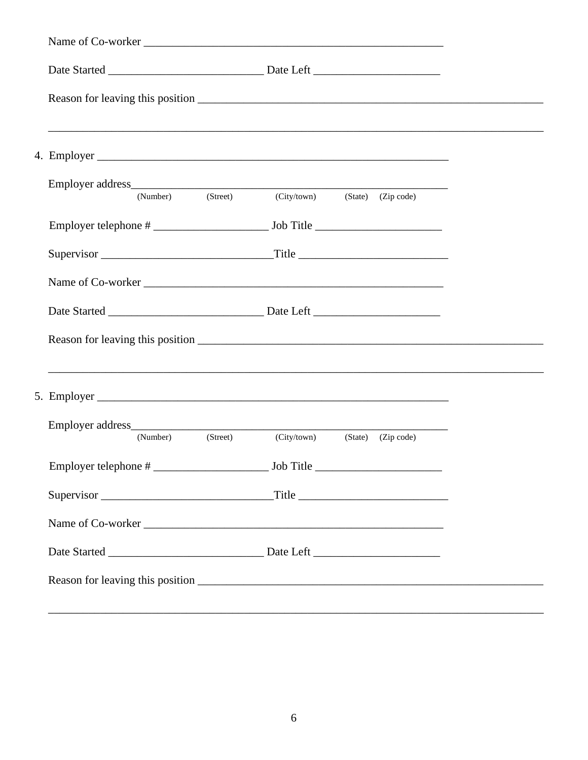Name of Co-worker ____________________________________________________

Date Started ___________________________ Date Left ______________________

Reason for leaving this position _______________________________________________________________

_______________________________________________________________________________________

4. Employer _____________________________________________________________

Employer address_______________________________________________________
(Number) (Street) (City/town) (State) (Zip code)

Employer telephone # ____________________ Job Title ______________________

Supervisor ______________________________Title __________________________

Name of Co-worker ____________________________________________________

Date Started ___________________________ Date Left ______________________

Reason for leaving this position _______________________________________________________________

_______________________________________________________________________________________

5. Employer _____________________________________________________________

Employer address_______________________________________________________
(Number) (Street) (City/town) (State) (Zip code)

Employer telephone # ____________________ Job Title ______________________

Supervisor ______________________________Title __________________________

Name of Co-worker ____________________________________________________

Date Started ___________________________ Date Left ______________________

Reason for leaving this position _______________________________________________________________

_______________________________________________________________________________________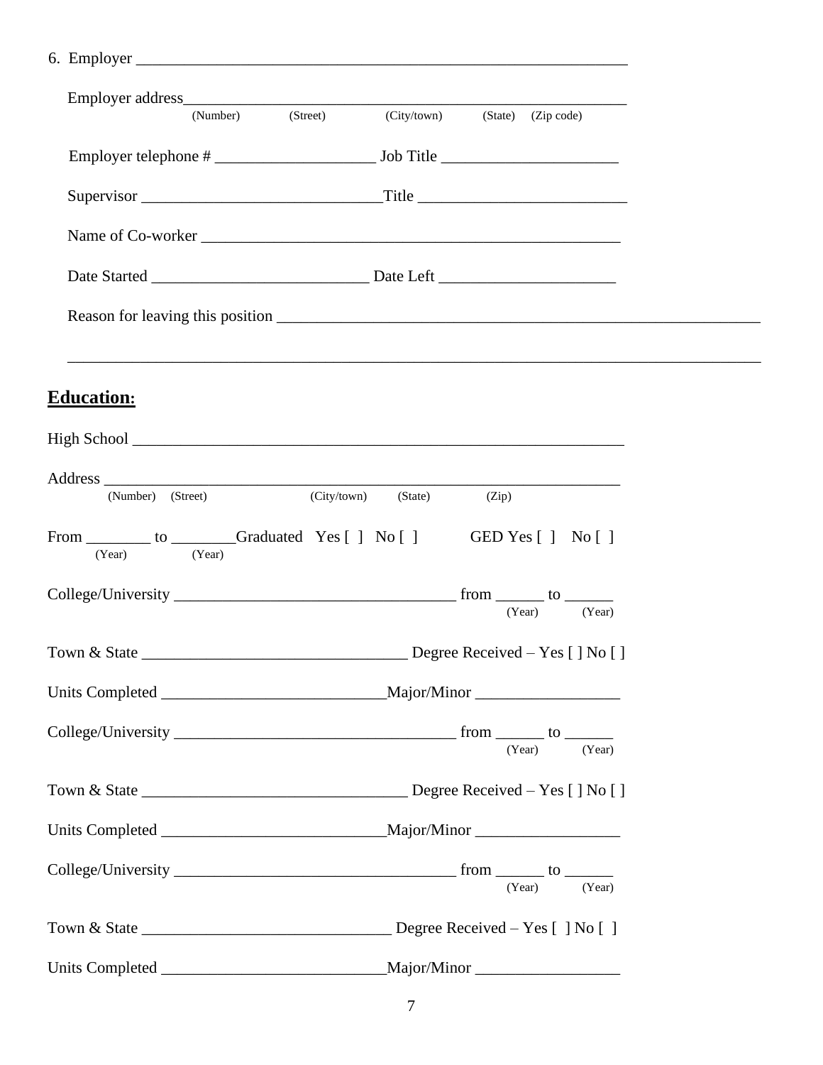6. Employer ____________________________________________________________

Employer address_________________________________________________________
(Number) (Street) (City/town) (State) (Zip code)

Employer telephone # ____________________ Job Title ______________________

Supervisor _____________________________Title _________________________

Name of Co-worker ______________________________________________________

Date Started __________________________ Date Left ______________________

Reason for leaving this position _________________________________________________________

_________________________________________________________________________________

## **Education:**

High School ______________________________________________________________

Address __________________________________________________________________
(Number) (Street) (City/town) (State) (Zip)

From ________ to ________Graduated Yes [ ] No [ ] GED Yes [ ] No [ ]
(Year) (Year)

College/University ____________________________________ from ______ to ______
(Year) (Year)

Town & State _________________________________ Degree Received – Yes [ ] No [ ]

Units Completed ___________________________Major/Minor _________________

College/University ____________________________________ from ______ to ______
(Year) (Year)

Town & State _________________________________ Degree Received – Yes [ ] No [ ]

Units Completed ___________________________Major/Minor _________________

College/University ____________________________________ from ______ to ______
(Year) (Year)

Town & State ______________________________ Degree Received – Yes [ ] No [ ]

Units Completed ___________________________Major/Minor _________________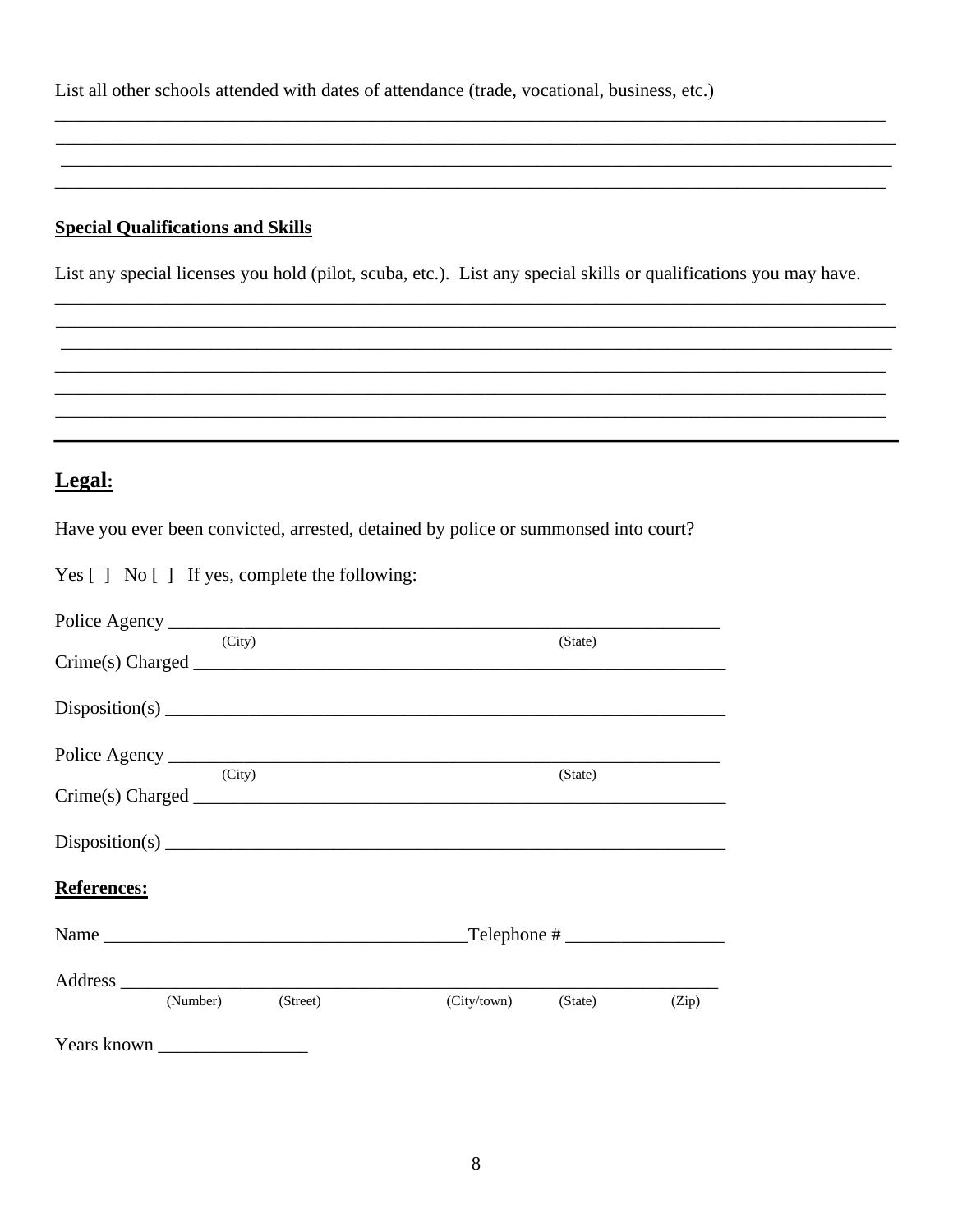List all other schools attended with dates of attendance (trade, vocational, business, etc.)

____________________________________________________________________________________________
____________________________________________________________________________________________
____________________________________________________________________________________________
____________________________________________________________________________________________

**Special Qualifications and Skills**

List any special licenses you hold (pilot, scuba, etc.). List any special skills or qualifications you may have.

____________________________________________________________________________________________
____________________________________________________________________________________________
____________________________________________________________________________________________
____________________________________________________________________________________________
____________________________________________________________________________________________
____________________________________________________________________________________________

---

## Legal:

Have you ever been convicted, arrested, detained by police or summonsed into court?

Yes [ ] No [ ] If yes, complete the following:

Police Agency ______________________________________________________________
(City) (State)

Crime(s) Charged ___________________________________________________________

Disposition(s) ______________________________________________________________

Police Agency ______________________________________________________________
(City) (State)

Crime(s) Charged ___________________________________________________________

Disposition(s) ______________________________________________________________

**References:**

Name _______________________________________Telephone # _________________

Address ____________________________________________________________________
(Number) (Street) (City/town) (State) (Zip)

Years known ________________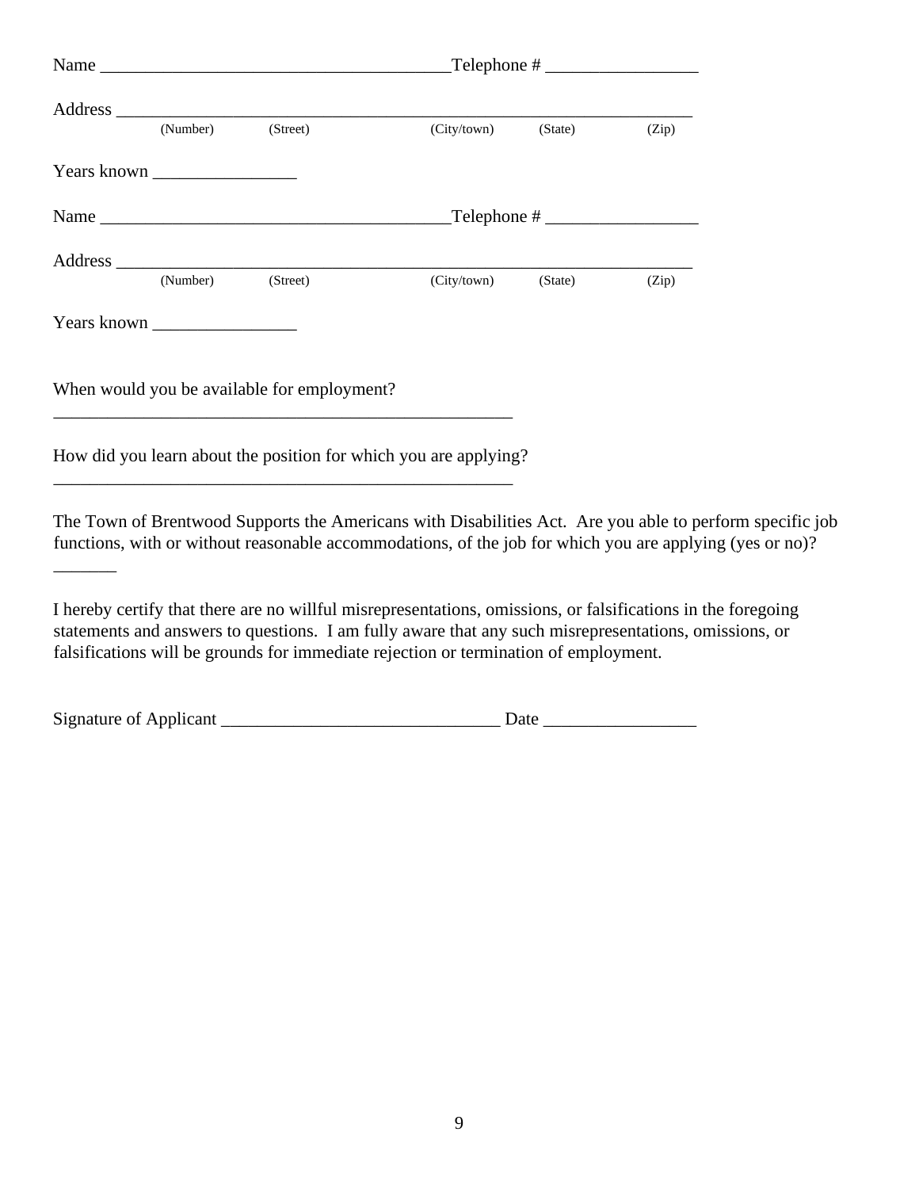Name \_\_\_\_\_\_\_\_\_\_\_\_\_\_\_\_\_\_\_\_\_\_\_\_\_\_\_\_\_\_\_\_\_\_\_\_\_\_Telephone # \_\_\_\_\_\_\_\_\_\_\_\_\_\_\_\_\_

Address \_\_\_\_\_\_\_\_\_\_\_\_\_\_\_\_\_\_\_\_\_\_\_\_\_\_\_\_\_\_\_\_\_\_\_\_\_\_\_\_\_\_\_\_\_\_\_\_\_\_\_\_\_\_\_\_\_\_\_\_\_\_\_\_
(Number) (Street) (City/town) (State) (Zip)

Years known \_\_\_\_\_\_\_\_\_\_\_\_\_\_\_\_

Name \_\_\_\_\_\_\_\_\_\_\_\_\_\_\_\_\_\_\_\_\_\_\_\_\_\_\_\_\_\_\_\_\_\_\_\_\_\_Telephone # \_\_\_\_\_\_\_\_\_\_\_\_\_\_\_\_\_

Address \_\_\_\_\_\_\_\_\_\_\_\_\_\_\_\_\_\_\_\_\_\_\_\_\_\_\_\_\_\_\_\_\_\_\_\_\_\_\_\_\_\_\_\_\_\_\_\_\_\_\_\_\_\_\_\_\_\_\_\_\_\_\_\_
(Number) (Street) (City/town) (State) (Zip)

Years known \_\_\_\_\_\_\_\_\_\_\_\_\_\_\_\_

When would you be available for employment?

\_\_\_\_\_\_\_\_\_\_\_\_\_\_\_\_\_\_\_\_\_\_\_\_\_\_\_\_\_\_\_\_\_\_\_\_\_\_\_\_\_\_\_\_\_\_\_\_\_\_

How did you learn about the position for which you are applying?

\_\_\_\_\_\_\_\_\_\_\_\_\_\_\_\_\_\_\_\_\_\_\_\_\_\_\_\_\_\_\_\_\_\_\_\_\_\_\_\_\_\_\_\_\_\_\_\_\_\_

The Town of Brentwood Supports the Americans with Disabilities Act. Are you able to perform specific job functions, with or without reasonable accommodations, of the job for which you are applying (yes or no)?

\_\_\_\_\_\_\_

I hereby certify that there are no willful misrepresentations, omissions, or falsifications in the foregoing statements and answers to questions. I am fully aware that any such misrepresentations, omissions, or falsifications will be grounds for immediate rejection or termination of employment.

Signature of Applicant \_\_\_\_\_\_\_\_\_\_\_\_\_\_\_\_\_\_\_\_\_\_\_\_\_\_\_\_\_\_\_ Date \_\_\_\_\_\_\_\_\_\_\_\_\_\_\_\_\_